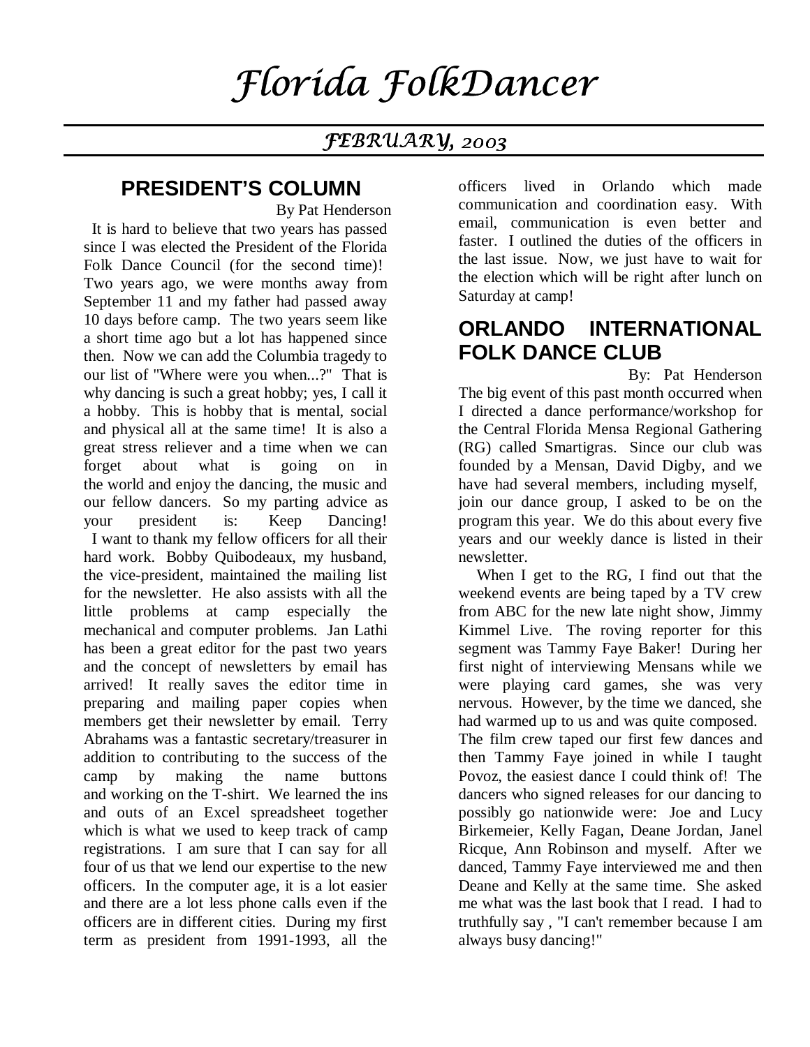# Florida FolkDancer

## FEBRUARY, 2003

## PRESIDENT'S COLUMN

By Pat Henderson

It is hard to believe that two years has passed since I was elected the President of the Florida Folk Dance Council (for the second time)! Two years ago, we were months away from September 11 and my father had passed away 10 days before camp. The two years seem like a short time ago but a lot has happened since then. Now we can add the Columbia tragedy to our list of "Where were you when...?" That is why dancing is such a great hobby; yes, I call it a hobby. This is hobby that is mental, social and physical all at the same time! It is also a great stress reliever and a time when we can forget about what is going on in the world and enjoy the dancing, the music and our fellow dancers. So my parting advice as your president is: Keep Dancing!

I want to thank my fellow officers for all their hard work. Bobby Quibodeaux, my husband, the vice-president, maintained the mailing list for the newsletter. He also assists with all the little problems at camp especially the mechanical and computer problems. Jan Lathi has been a great editor for the past two years and the concept of newsletters by email has arrived! It really saves the editor time in preparing and mailing paper copies when members get their newsletter by email. Terry Abrahams was a fantastic secretary/treasurer in addition to contributing to the success of the camp by making the name buttons and working on the T-shirt. We learned the ins and outs of an Excel spreadsheet together which is what we used to keep track of camp registrations. I am sure that I can say for all four of us that we lend our expertise to the new officers. In the computer age, it is a lot easier and there are a lot less phone calls even if the officers are in different cities. During my first term as president from 1991-1993, all the officers lived in Orlando which made communication and coordination easy. With email, communication is even better and faster. I outlined the duties of the officers in the last issue. Now, we just have to wait for the election which will be right after lunch on Saturday at camp!

## ORLANDO INTERNATIONAL FOLK DANCE CLUB

By: Pat Henderson

The big event of this past month occurred when I directed a dance performance/workshop for the Central Florida Mensa Regional Gathering (RG) called Smartigras. Since our club was founded by a Mensan, David Digby, and we have had several members, including myself, join our dance group, I asked to be on the program this year. We do this about every five years and our weekly dance is listed in their newsletter.

When I get to the RG, I find out that the weekend events are being taped by a TV crew from ABC for the new late night show, Jimmy Kimmel Live. The roving reporter for this segment was Tammy Faye Baker! During her first night of interviewing Mensans while we were playing card games, she was very nervous. However, by the time we danced, she had warmed up to us and was quite composed. The film crew taped our first few dances and then Tammy Faye joined in while I taught Povoz, the easiest dance I could think of! The dancers who signed releases for our dancing to possibly go nationwide were: Joe and Lucy Birkemeier, Kelly Fagan, Deane Jordan, Janel Ricque, Ann Robinson and myself. After we danced, Tammy Faye interviewed me and then Deane and Kelly at the same time. She asked me what was the last book that I read. I had to truthfully say , "I can't remember because I am always busy dancing!"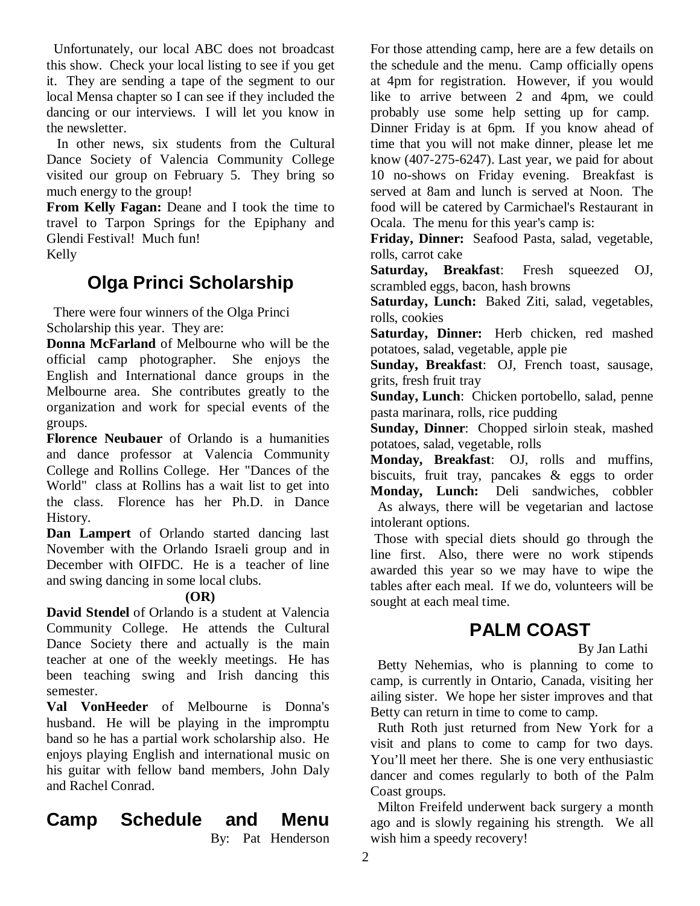Unfortunately, our local ABC does not broadcast this show. Check your local listing to see if you get it. They are sending a tape of the segment to our local Mensa chapter so I can see if they included the dancing or our interviews. I will let you know in the newsletter.

In other news, six students from the Cultural Dance Society of Valencia Community College visited our group on February 5. They bring so much energy to the group!

**From Kelly Fagan:** Deane and I took the time to travel to Tarpon Springs for the Epiphany and Glendi Festival! Much fun!
Kelly

## Olga Princi Scholarship

There were four winners of the Olga Princi Scholarship this year. They are:

**Donna McFarland** of Melbourne who will be the official camp photographer. She enjoys the English and International dance groups in the Melbourne area. She contributes greatly to the organization and work for special events of the groups.

**Florence Neubauer** of Orlando is a humanities and dance professor at Valencia Community College and Rollins College. Her "Dances of the World" class at Rollins has a wait list to get into the class. Florence has her Ph.D. in Dance History.

**Dan Lampert** of Orlando started dancing last November with the Orlando Israeli group and in December with OIFDC. He is a teacher of line and swing dancing in some local clubs.

**(OR)**

**David Stendel** of Orlando is a student at Valencia Community College. He attends the Cultural Dance Society there and actually is the main teacher at one of the weekly meetings. He has been teaching swing and Irish dancing this semester.

**Val VonHeeder** of Melbourne is Donna's husband. He will be playing in the impromptu band so he has a partial work scholarship also. He enjoys playing English and international music on his guitar with fellow band members, John Daly and Rachel Conrad.

## Camp Schedule and Menu

By: Pat Henderson

For those attending camp, here are a few details on the schedule and the menu. Camp officially opens at 4pm for registration. However, if you would like to arrive between 2 and 4pm, we could probably use some help setting up for camp. Dinner Friday is at 6pm. If you know ahead of time that you will not make dinner, please let me know (407-275-6247). Last year, we paid for about 10 no-shows on Friday evening. Breakfast is served at 8am and lunch is served at Noon. The food will be catered by Carmichael's Restaurant in Ocala. The menu for this year's camp is:

**Friday, Dinner:** Seafood Pasta, salad, vegetable, rolls, carrot cake

**Saturday, Breakfast**: Fresh squeezed OJ, scrambled eggs, bacon, hash browns

**Saturday, Lunch:** Baked Ziti, salad, vegetables, rolls, cookies

**Saturday, Dinner:** Herb chicken, red mashed potatoes, salad, vegetable, apple pie

**Sunday, Breakfast**: OJ, French toast, sausage, grits, fresh fruit tray

**Sunday, Lunch**: Chicken portobello, salad, penne pasta marinara, rolls, rice pudding

**Sunday, Dinner**: Chopped sirloin steak, mashed potatoes, salad, vegetable, rolls

**Monday, Breakfast**: OJ, rolls and muffins, biscuits, fruit tray, pancakes & eggs to order

**Monday, Lunch:** Deli sandwiches, cobbler

As always, there will be vegetarian and lactose intolerant options.

Those with special diets should go through the line first. Also, there were no work stipends awarded this year so we may have to wipe the tables after each meal. If we do, volunteers will be sought at each meal time.

## PALM COAST

By Jan Lathi

Betty Nehemias, who is planning to come to camp, is currently in Ontario, Canada, visiting her ailing sister. We hope her sister improves and that Betty can return in time to come to camp.

Ruth Roth just returned from New York for a visit and plans to come to camp for two days. You'll meet her there. She is one very enthusiastic dancer and comes regularly to both of the Palm Coast groups.

Milton Freifeld underwent back surgery a month ago and is slowly regaining his strength. We all wish him a speedy recovery!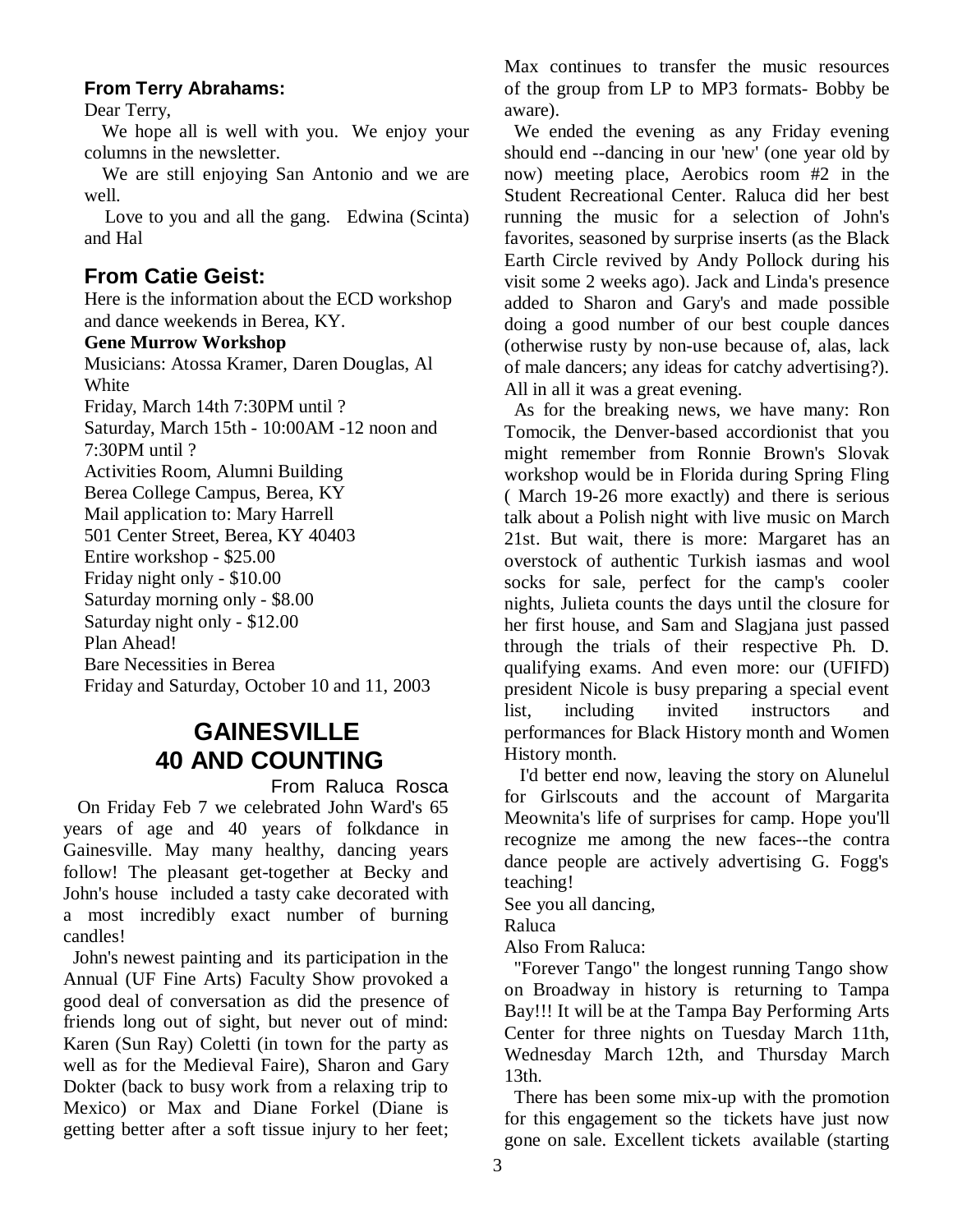### From Terry Abrahams:

Dear Terry,

We hope all is well with you. We enjoy your columns in the newsletter.

We are still enjoying San Antonio and we are well.

Love to you and all the gang. Edwina (Scinta) and Hal

## From Catie Geist:

Here is the information about the ECD workshop and dance weekends in Berea, KY.

**Gene Murrow Workshop**

Musicians: Atossa Kramer, Daren Douglas, Al White

Friday, March 14th 7:30PM until ?

Saturday, March 15th - 10:00AM -12 noon and 7:30PM until ?

Activities Room, Alumni Building

Berea College Campus, Berea, KY

Mail application to: Mary Harrell

501 Center Street, Berea, KY 40403

Entire workshop - $25.00

Friday night only - $10.00

Saturday morning only - $8.00

Saturday night only - $12.00

Plan Ahead!

Bare Necessities in Berea

Friday and Saturday, October 10 and 11, 2003

# GAINESVILLE 40 AND COUNTING

From Raluca Rosca

On Friday Feb 7 we celebrated John Ward's 65 years of age and 40 years of folkdance in Gainesville. May many healthy, dancing years follow! The pleasant get-together at Becky and John's house included a tasty cake decorated with a most incredibly exact number of burning candles!

John's newest painting and its participation in the Annual (UF Fine Arts) Faculty Show provoked a good deal of conversation as did the presence of friends long out of sight, but never out of mind: Karen (Sun Ray) Coletti (in town for the party as well as for the Medieval Faire), Sharon and Gary Dokter (back to busy work from a relaxing trip to Mexico) or Max and Diane Forkel (Diane is getting better after a soft tissue injury to her feet; Max continues to transfer the music resources of the group from LP to MP3 formats- Bobby be aware).

We ended the evening as any Friday evening should end --dancing in our 'new' (one year old by now) meeting place, Aerobics room #2 in the Student Recreational Center. Raluca did her best running the music for a selection of John's favorites, seasoned by surprise inserts (as the Black Earth Circle revived by Andy Pollock during his visit some 2 weeks ago). Jack and Linda's presence added to Sharon and Gary's and made possible doing a good number of our best couple dances (otherwise rusty by non-use because of, alas, lack of male dancers; any ideas for catchy advertising?). All in all it was a great evening.

As for the breaking news, we have many: Ron Tomocik, the Denver-based accordionist that you might remember from Ronnie Brown's Slovak workshop would be in Florida during Spring Fling ( March 19-26 more exactly) and there is serious talk about a Polish night with live music on March 21st. But wait, there is more: Margaret has an overstock of authentic Turkish iasmas and wool socks for sale, perfect for the camp's cooler nights, Julieta counts the days until the closure for her first house, and Sam and Slagjana just passed through the trials of their respective Ph. D. qualifying exams. And even more: our (UFIFD) president Nicole is busy preparing a special event list, including invited instructors and performances for Black History month and Women History month.

I'd better end now, leaving the story on Alunelul for Girlscouts and the account of Margarita Meownita's life of surprises for camp. Hope you'll recognize me among the new faces--the contra dance people are actively advertising G. Fogg's teaching!

See you all dancing,

Raluca

Also From Raluca:

"Forever Tango" the longest running Tango show on Broadway in history is returning to Tampa Bay!!! It will be at the Tampa Bay Performing Arts Center for three nights on Tuesday March 11th, Wednesday March 12th, and Thursday March 13th.

There has been some mix-up with the promotion for this engagement so the tickets have just now gone on sale. Excellent tickets available (starting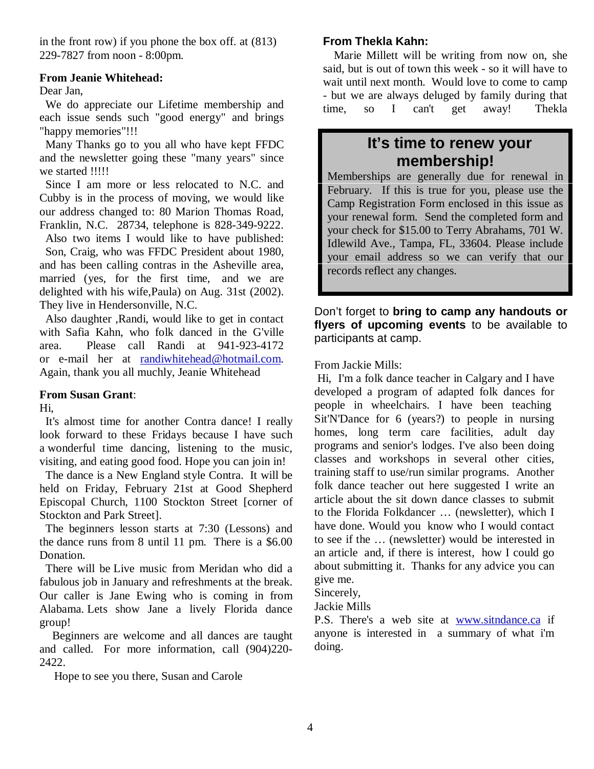in the front row) if you phone the box off. at (813) 229-7827 from noon - 8:00pm.

**From Jeanie Whitehead:**

Dear Jan,

We do appreciate our Lifetime membership and each issue sends such "good energy" and brings "happy memories"!!!

Many Thanks go to you all who have kept FFDC and the newsletter going these "many years" since we started !!!!!

Since I am more or less relocated to N.C. and Cubby is in the process of moving, we would like our address changed to: 80 Marion Thomas Road, Franklin, N.C. 28734, telephone is 828-349-9222.

Also two items I would like to have published: Son, Craig, who was FFDC President about 1980, and has been calling contras in the Asheville area, married (yes, for the first time, and we are delighted with his wife,Paula) on Aug. 31st (2002). They live in Hendersonville, N.C.

Also daughter ,Randi, would like to get in contact with Safia Kahn, who folk danced in the G'ville area. Please call Randi at 941-923-4172 or e-mail her at randiwhitehead@hotmail.com. Again, thank you all muchly, Jeanie Whitehead

**From Susan Grant**:

Hi,

It's almost time for another Contra dance! I really look forward to these Fridays because I have such a wonderful time dancing, listening to the music, visiting, and eating good food. Hope you can join in!

The dance is a New England style Contra. It will be held on Friday, February 21st at Good Shepherd Episcopal Church, 1100 Stockton Street [corner of Stockton and Park Street].

The beginners lesson starts at 7:30 (Lessons) and the dance runs from 8 until 11 pm. There is a $6.00 Donation.

There will be Live music from Meridan who did a fabulous job in January and refreshments at the break. Our caller is Jane Ewing who is coming in from Alabama. Lets show Jane a lively Florida dance group!

Beginners are welcome and all dances are taught and called. For more information, call (904)220-2422.

Hope to see you there, Susan and Carole

**From Thekla Kahn:**

Marie Millett will be writing from now on, she said, but is out of town this week - so it will have to wait until next month. Would love to come to camp - but we are always deluged by family during that time, so I can't get away! Thekla

## It's time to renew your membership!

Memberships are generally due for renewal in February. If this is true for you, please use the Camp Registration Form enclosed in this issue as your renewal form. Send the completed form and your check for $15.00 to Terry Abrahams, 701 W. Idlewild Ave., Tampa, FL, 33604. Please include your email address so we can verify that our records reflect any changes.

Don't forget to **bring to camp any handouts or flyers of upcoming events** to be available to participants at camp.

From Jackie Mills:

Hi, I'm a folk dance teacher in Calgary and I have developed a program of adapted folk dances for people in wheelchairs. I have been teaching Sit'N'Dance for 6 (years?) to people in nursing homes, long term care facilities, adult day programs and senior's lodges. I've also been doing classes and workshops in several other cities, training staff to use/run similar programs. Another folk dance teacher out here suggested I write an article about the sit down dance classes to submit to the Florida Folkdancer … (newsletter), which I have done. Would you know who I would contact to see if the … (newsletter) would be interested in an article and, if there is interest, how I could go about submitting it. Thanks for any advice you can give me.

Sincerely,

Jackie Mills

P.S. There's a web site at www.sitndance.ca if anyone is interested in a summary of what i'm doing.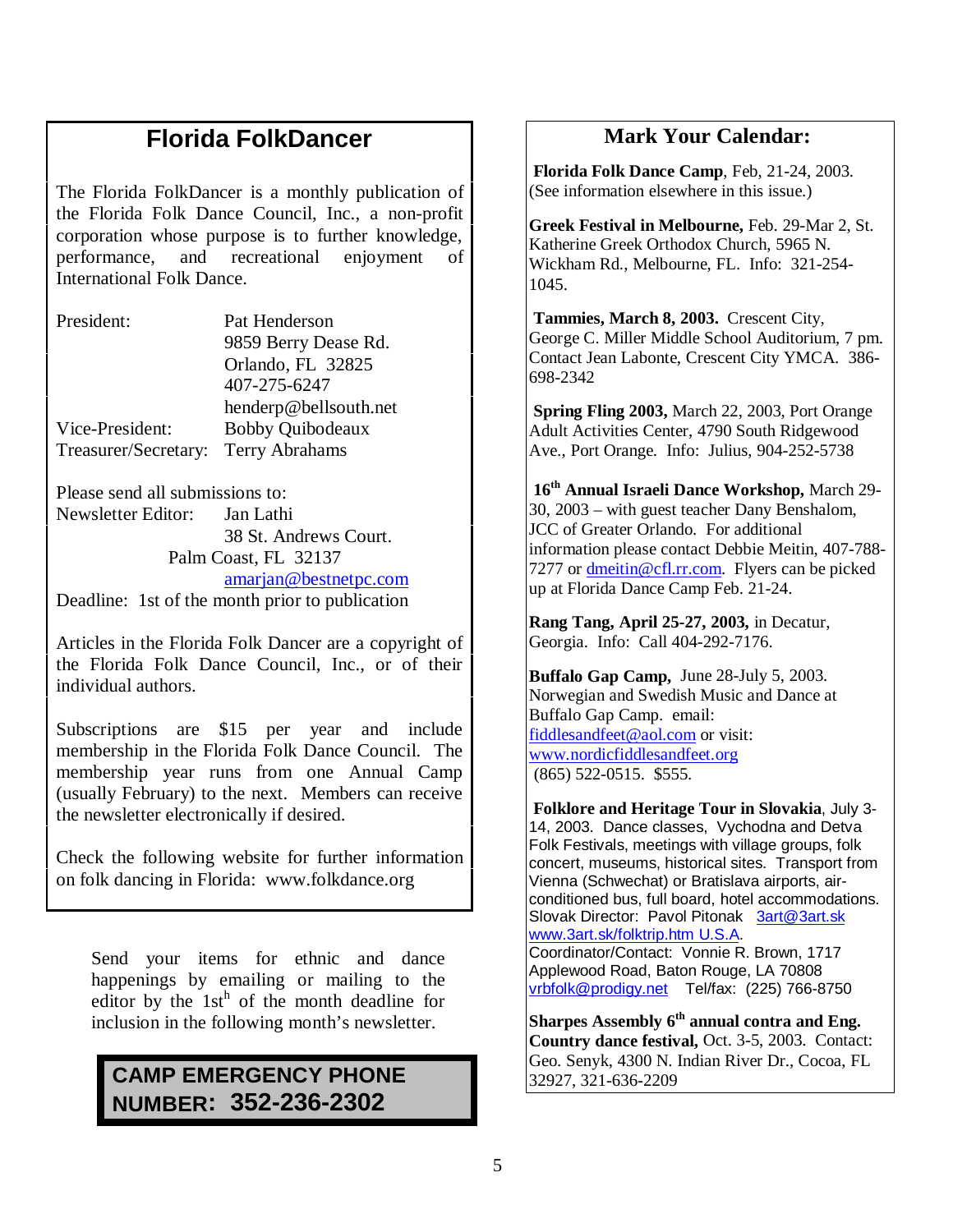# Florida FolkDancer

The Florida FolkDancer is a monthly publication of the Florida Folk Dance Council, Inc., a non-profit corporation whose purpose is to further knowledge, performance, and recreational enjoyment of International Folk Dance.

President: Pat Henderson
9859 Berry Dease Rd.
Orlando, FL 32825
407-275-6247
henderp@bellsouth.net

Vice-President: Bobby Quibodeaux

Treasurer/Secretary: Terry Abrahams

Please send all submissions to:
Newsletter Editor: Jan Lathi
38 St. Andrews Court.
Palm Coast, FL 32137
amarjan@bestnetpc.com

Deadline: 1st of the month prior to publication

Articles in the Florida Folk Dancer are a copyright of the Florida Folk Dance Council, Inc., or of their individual authors.

Subscriptions are $15 per year and include membership in the Florida Folk Dance Council. The membership year runs from one Annual Camp (usually February) to the next. Members can receive the newsletter electronically if desired.

Check the following website for further information on folk dancing in Florida: www.folkdance.org

Send your items for ethnic and dance happenings by emailing or mailing to the editor by the 1st[h] of the month deadline for inclusion in the following month's newsletter.

**CAMP EMERGENCY PHONE NUMBER: 352-236-2302**

## Mark Your Calendar:

**Florida Folk Dance Camp**, Feb, 21-24, 2003. (See information elsewhere in this issue.)

**Greek Festival in Melbourne,** Feb. 29-Mar 2, St. Katherine Greek Orthodox Church, 5965 N. Wickham Rd., Melbourne, FL. Info: 321-254-1045.

**Tammies, March 8, 2003.** Crescent City, George C. Miller Middle School Auditorium, 7 pm. Contact Jean Labonte, Crescent City YMCA. 386-698-2342

**Spring Fling 2003,** March 22, 2003, Port Orange Adult Activities Center, 4790 South Ridgewood Ave., Port Orange. Info: Julius, 904-252-5738

**16th Annual Israeli Dance Workshop,** March 29-30, 2003 – with guest teacher Dany Benshalom, JCC of Greater Orlando. For additional information please contact Debbie Meitin, 407-788-7277 or dmeitin@cfl.rr.com. Flyers can be picked up at Florida Dance Camp Feb. 21-24.

**Rang Tang, April 25-27, 2003,** in Decatur, Georgia. Info: Call 404-292-7176.

**Buffalo Gap Camp,** June 28-July 5, 2003. Norwegian and Swedish Music and Dance at Buffalo Gap Camp. email: fiddlesandfeet@aol.com or visit: www.nordicfiddlesandfeet.org (865) 522-0515. $555.

**Folklore and Heritage Tour in Slovakia**, July 3-14, 2003. Dance classes, Vychodna and Detva Folk Festivals, meetings with village groups, folk concert, museums, historical sites. Transport from Vienna (Schwechat) or Bratislava airports, air-conditioned bus, full board, hotel accommodations. Slovak Director: Pavol Pitonak 3art@3art.sk www.3art.sk/folktrip.htm U.S.A. Coordinator/Contact: Vonnie R. Brown, 1717 Applewood Road, Baton Rouge, LA 70808 vrbfolk@prodigy.net Tel/fax: (225) 766-8750

**Sharpes Assembly 6th annual contra and Eng. Country dance festival,** Oct. 3-5, 2003. Contact: Geo. Senyk, 4300 N. Indian River Dr., Cocoa, FL 32927, 321-636-2209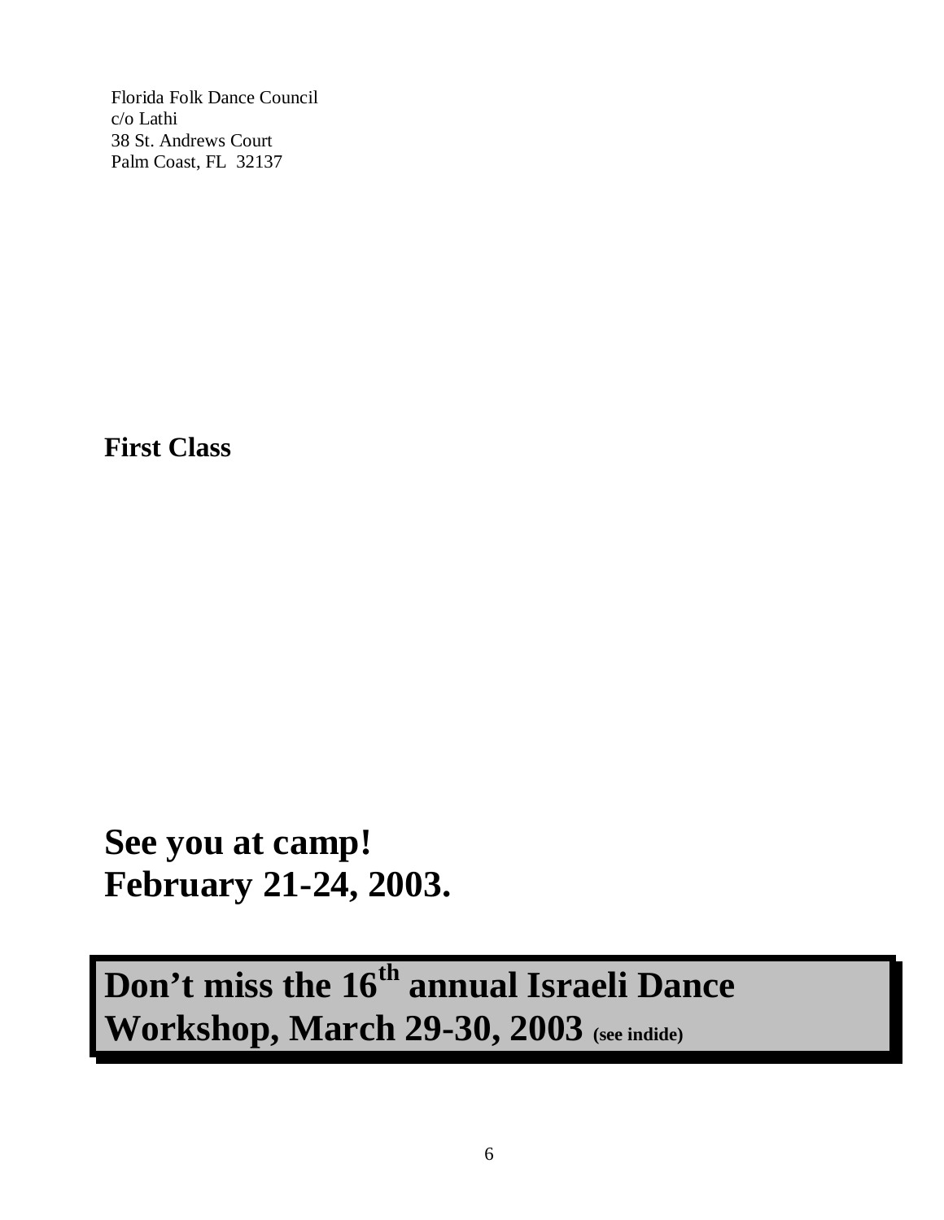Florida Folk Dance Council
c/o Lathi
38 St. Andrews Court
Palm Coast, FL 32137

**First Class**

# See you at camp!
# February 21-24, 2003.

**Don't miss the 16th annual Israeli Dance Workshop, March 29-30, 2003 (see indide)**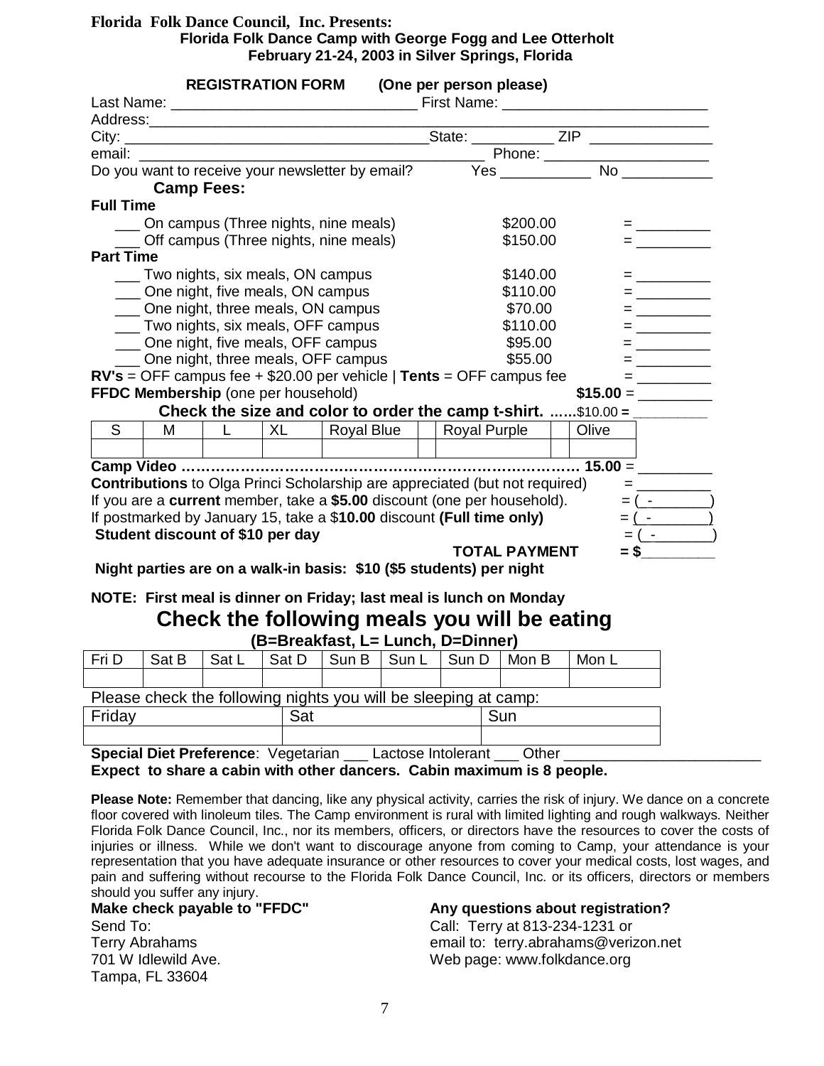**Florida Folk Dance Council, Inc. Presents:**

**Florida Folk Dance Camp with George Fogg and Lee Otterholt**
**February 21-24, 2003 in Silver Springs, Florida**

## REGISTRATION FORM (One per person please)

Last Name: ____________________________ First Name: ________________________

Address: ____________________________________________________________

City: ___________________________________State: __________ ZIP _______________

email: _________________________________________ Phone: ____________________

Do you want to receive your newsletter by email? Yes ___________ No ___________

### Camp Fees:

**Full Time**

___ On campus (Three nights, nine meals) $200.00 = _________

___ Off campus (Three nights, nine meals) $150.00 = _________

**Part Time**

___ Two nights, six meals, ON campus $140.00 = _________

___ One night, five meals, ON campus $110.00 = _________

___ One night, three meals, ON campus $70.00 = _________

___ Two nights, six meals, OFF campus $110.00 = _________

___ One night, five meals, OFF campus $95.00 = _________

___ One night, three meals, OFF campus $55.00 = _________

**RV's** = OFF campus fee + $20.00 per vehicle | **Tents** = OFF campus fee = _________

**FFDC Membership** (one per household) **$15.00** = _________

**Check the size and color to order the camp t-shirt.** ......$10.00 = _________

| S | M | L | XL | Royal Blue | | Royal Purple | | Olive |
|---|---|---|---|---|---|---|---|---|
| | | | | | | | | |

**Camp Video** ………………………………………………………………… **15.00** = _________

**Contributions** to Olga Princi Scholarship are appreciated (but not required) = _________

If you are a **current** member, take a **$5.00** discount (one per household). = ( - )

If postmarked by January 15, take a $**10.00** discount **(Full time only)** = ( - )

**Student discount of $10 per day** = ( - )

**TOTAL PAYMENT = $**_________

**Night parties are on a walk-in basis: $10 ($5 students) per night**

**NOTE: First meal is dinner on Friday; last meal is lunch on Monday**

## Check the following meals you will be eating

**(B=Breakfast, L= Lunch, D=Dinner)**

| Fri D | Sat B | Sat L | Sat D | Sun B | Sun L | Sun D | Mon B | Mon L |
|---|---|---|---|---|---|---|---|---|
| | | | | | | | | |

Please check the following nights you will be sleeping at camp:

| Friday | Sat | Sun |
|---|---|---|
| | | |

**Special Diet Preference**: Vegetarian ___ Lactose Intolerant ___ Other _______________________

**Expect to share a cabin with other dancers. Cabin maximum is 8 people.**

**Please Note:** Remember that dancing, like any physical activity, carries the risk of injury. We dance on a concrete floor covered with linoleum tiles. The Camp environment is rural with limited lighting and rough walkways. Neither Florida Folk Dance Council, Inc., nor its members, officers, or directors have the resources to cover the costs of injuries or illness. While we don't want to discourage anyone from coming to Camp, your attendance is your representation that you have adequate insurance or other resources to cover your medical costs, lost wages, and pain and suffering without recourse to the Florida Folk Dance Council, Inc. or its officers, directors or members should you suffer any injury.

**Make check payable to "FFDC"**

Send To:
Terry Abrahams
701 W Idlewild Ave.
Tampa, FL 33604

**Any questions about registration?**

Call: Terry at 813-234-1231 or
email to: terry.abrahams@verizon.net
Web page: www.folkdance.org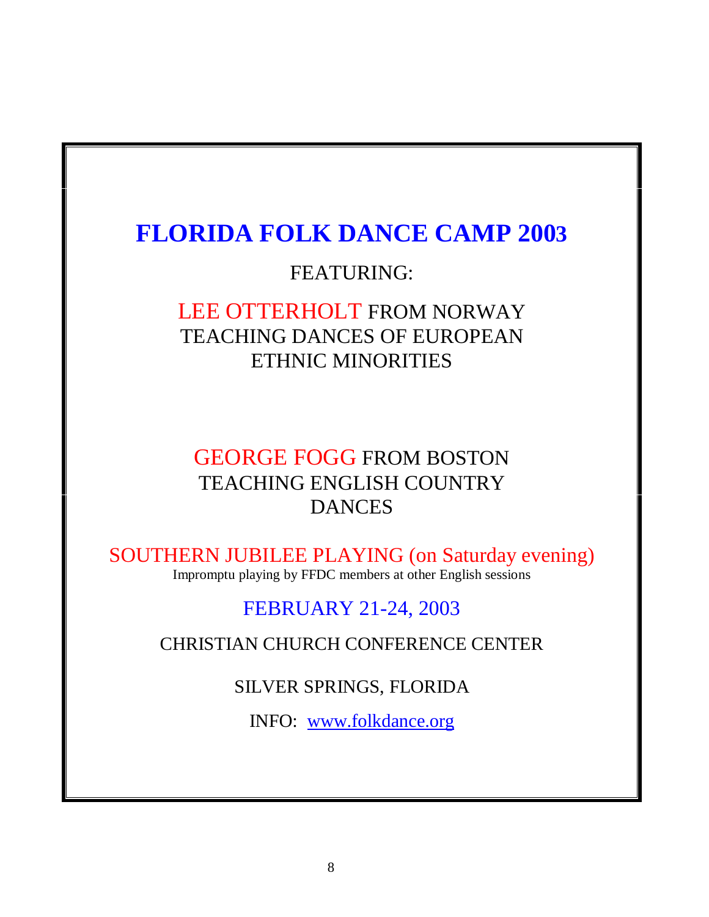# FLORIDA FOLK DANCE CAMP 2003

FEATURING:

LEE OTTERHOLT FROM NORWAY
TEACHING DANCES OF EUROPEAN
ETHNIC MINORITIES

GEORGE FOGG FROM BOSTON
TEACHING ENGLISH COUNTRY
DANCES

SOUTHERN JUBILEE PLAYING (on Saturday evening)
Impromptu playing by FFDC members at other English sessions

FEBRUARY 21-24, 2003

CHRISTIAN CHURCH CONFERENCE CENTER

SILVER SPRINGS, FLORIDA

INFO: www.folkdance.org